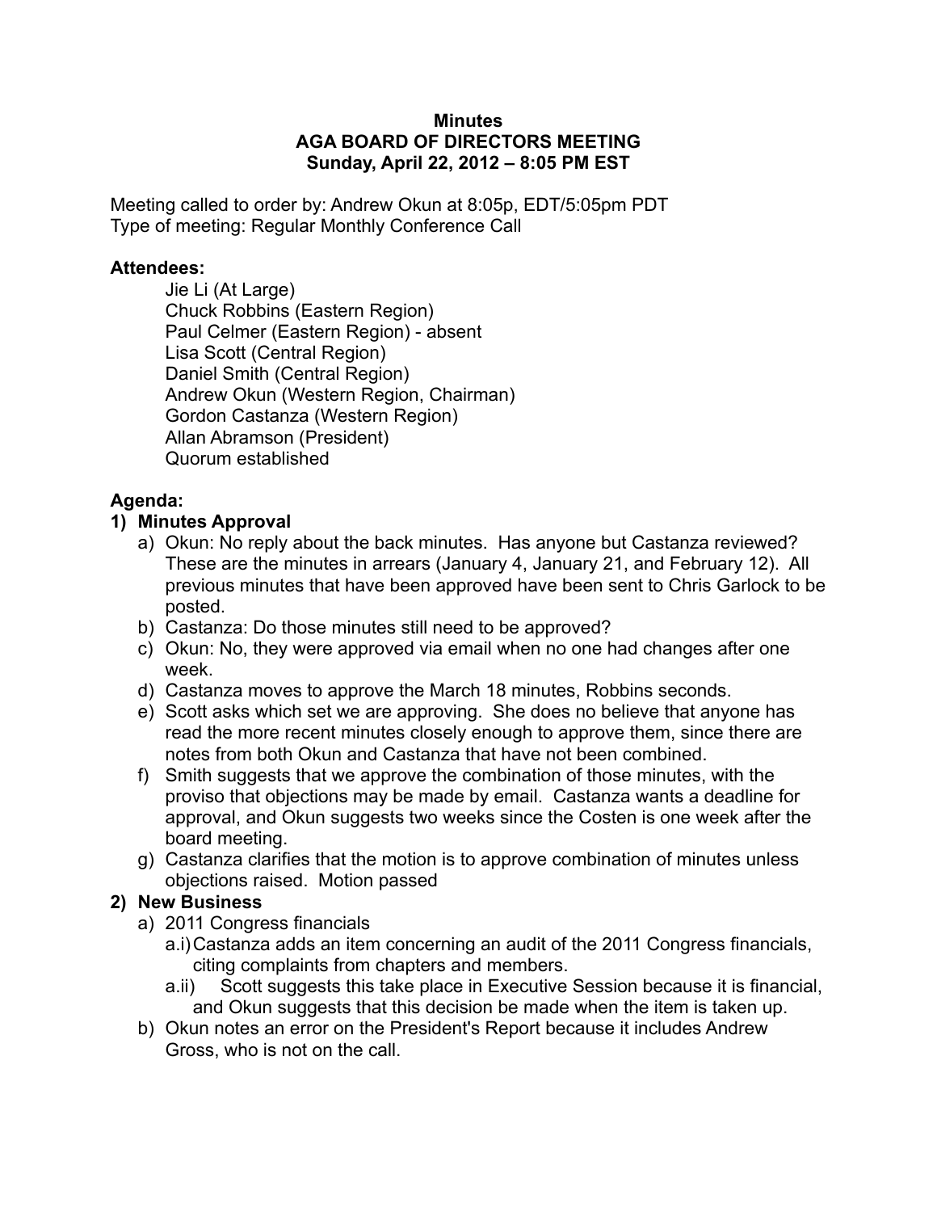**Minutes**
**AGA BOARD OF DIRECTORS MEETING**
**Sunday, April 22, 2012 – 8:05 PM EST**

Meeting called to order by: Andrew Okun at 8:05p, EDT/5:05pm PDT
Type of meeting: Regular Monthly Conference Call

**Attendees:**

Jie Li (At Large)
Chuck Robbins (Eastern Region)
Paul Celmer (Eastern Region) - absent
Lisa Scott (Central Region)
Daniel Smith (Central Region)
Andrew Okun (Western Region, Chairman)
Gordon Castanza (Western Region)
Allan Abramson (President)
Quorum established

**Agenda:**

1) **Minutes Approval**
   a) Okun: No reply about the back minutes. Has anyone but Castanza reviewed? These are the minutes in arrears (January 4, January 21, and February 12). All previous minutes that have been approved have been sent to Chris Garlock to be posted.
   b) Castanza: Do those minutes still need to be approved?
   c) Okun: No, they were approved via email when no one had changes after one week.
   d) Castanza moves to approve the March 18 minutes, Robbins seconds.
   e) Scott asks which set we are approving. She does no believe that anyone has read the more recent minutes closely enough to approve them, since there are notes from both Okun and Castanza that have not been combined.
   f) Smith suggests that we approve the combination of those minutes, with the proviso that objections may be made by email. Castanza wants a deadline for approval, and Okun suggests two weeks since the Costen is one week after the board meeting.
   g) Castanza clarifies that the motion is to approve combination of minutes unless objections raised. Motion passed
2) **New Business**
   a) 2011 Congress financials
      a.i) Castanza adds an item concerning an audit of the 2011 Congress financials, citing complaints from chapters and members.
      a.ii) Scott suggests this take place in Executive Session because it is financial, and Okun suggests that this decision be made when the item is taken up.
   b) Okun notes an error on the President's Report because it includes Andrew Gross, who is not on the call.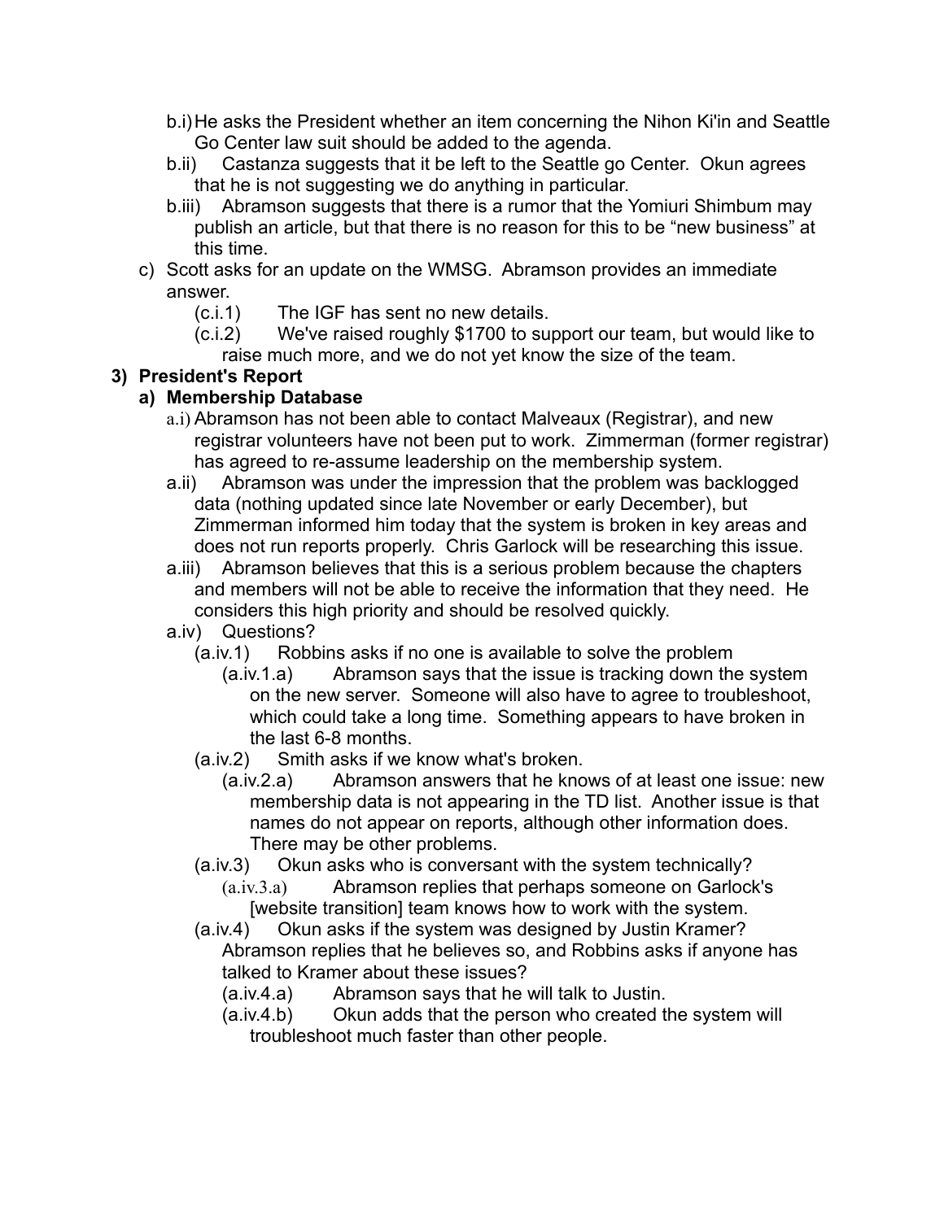- b.i) He asks the President whether an item concerning the Nihon Ki'in and Seattle Go Center law suit should be added to the agenda.
- b.ii) Castanza suggests that it be left to the Seattle go Center. Okun agrees that he is not suggesting we do anything in particular.
- b.iii) Abramson suggests that there is a rumor that the Yomiuri Shimbum may publish an article, but that there is no reason for this to be "new business" at this time.

c) Scott asks for an update on the WMSG. Abramson provides an immediate answer.

- (c.i.1) The IGF has sent no new details.
- (c.i.2) We've raised roughly $1700 to support our team, but would like to raise much more, and we do not yet know the size of the team.

**3) President's Report**

**a) Membership Database**

- a.i) Abramson has not been able to contact Malveaux (Registrar), and new registrar volunteers have not been put to work. Zimmerman (former registrar) has agreed to re-assume leadership on the membership system.
- a.ii) Abramson was under the impression that the problem was backlogged data (nothing updated since late November or early December), but Zimmerman informed him today that the system is broken in key areas and does not run reports properly. Chris Garlock will be researching this issue.
- a.iii) Abramson believes that this is a serious problem because the chapters and members will not be able to receive the information that they need. He considers this high priority and should be resolved quickly.
- a.iv) Questions?
  - (a.iv.1) Robbins asks if no one is available to solve the problem
    - (a.iv.1.a) Abramson says that the issue is tracking down the system on the new server. Someone will also have to agree to troubleshoot, which could take a long time. Something appears to have broken in the last 6-8 months.
  - (a.iv.2) Smith asks if we know what's broken.
    - (a.iv.2.a) Abramson answers that he knows of at least one issue: new membership data is not appearing in the TD list. Another issue is that names do not appear on reports, although other information does. There may be other problems.
  - (a.iv.3) Okun asks who is conversant with the system technically?
    - (a.iv.3.a) Abramson replies that perhaps someone on Garlock's [website transition] team knows how to work with the system.
  - (a.iv.4) Okun asks if the system was designed by Justin Kramer? Abramson replies that he believes so, and Robbins asks if anyone has talked to Kramer about these issues?
    - (a.iv.4.a) Abramson says that he will talk to Justin.
    - (a.iv.4.b) Okun adds that the person who created the system will troubleshoot much faster than other people.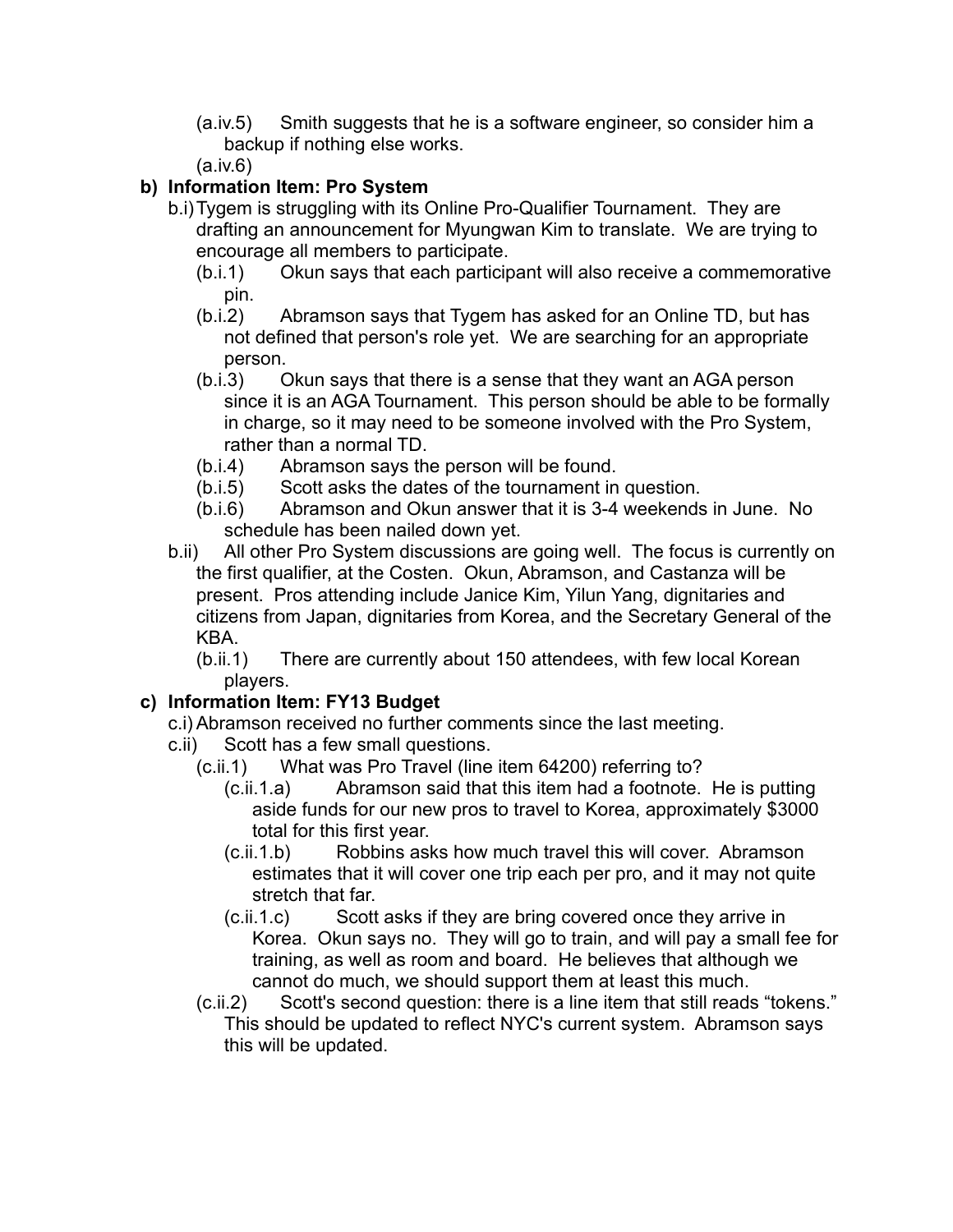- (a.iv.5) Smith suggests that he is a software engineer, so consider him a backup if nothing else works.
- (a.iv.6)

**b) Information Item: Pro System**

- b.i) Tygem is struggling with its Online Pro-Qualifier Tournament. They are drafting an announcement for Myungwan Kim to translate. We are trying to encourage all members to participate.
  - (b.i.1) Okun says that each participant will also receive a commemorative pin.
  - (b.i.2) Abramson says that Tygem has asked for an Online TD, but has not defined that person's role yet. We are searching for an appropriate person.
  - (b.i.3) Okun says that there is a sense that they want an AGA person since it is an AGA Tournament. This person should be able to be formally in charge, so it may need to be someone involved with the Pro System, rather than a normal TD.
  - (b.i.4) Abramson says the person will be found.
  - (b.i.5) Scott asks the dates of the tournament in question.
  - (b.i.6) Abramson and Okun answer that it is 3-4 weekends in June. No schedule has been nailed down yet.
- b.ii) All other Pro System discussions are going well. The focus is currently on the first qualifier, at the Costen. Okun, Abramson, and Castanza will be present. Pros attending include Janice Kim, Yilun Yang, dignitaries and citizens from Japan, dignitaries from Korea, and the Secretary General of the KBA.
  - (b.ii.1) There are currently about 150 attendees, with few local Korean players.

**c) Information Item: FY13 Budget**

- c.i) Abramson received no further comments since the last meeting.
- c.ii) Scott has a few small questions.
  - (c.ii.1) What was Pro Travel (line item 64200) referring to?
    - (c.ii.1.a) Abramson said that this item had a footnote. He is putting aside funds for our new pros to travel to Korea, approximately $3000 total for this first year.
    - (c.ii.1.b) Robbins asks how much travel this will cover. Abramson estimates that it will cover one trip each per pro, and it may not quite stretch that far.
    - (c.ii.1.c) Scott asks if they are bring covered once they arrive in Korea. Okun says no. They will go to train, and will pay a small fee for training, as well as room and board. He believes that although we cannot do much, we should support them at least this much.
  - (c.ii.2) Scott's second question: there is a line item that still reads "tokens." This should be updated to reflect NYC's current system. Abramson says this will be updated.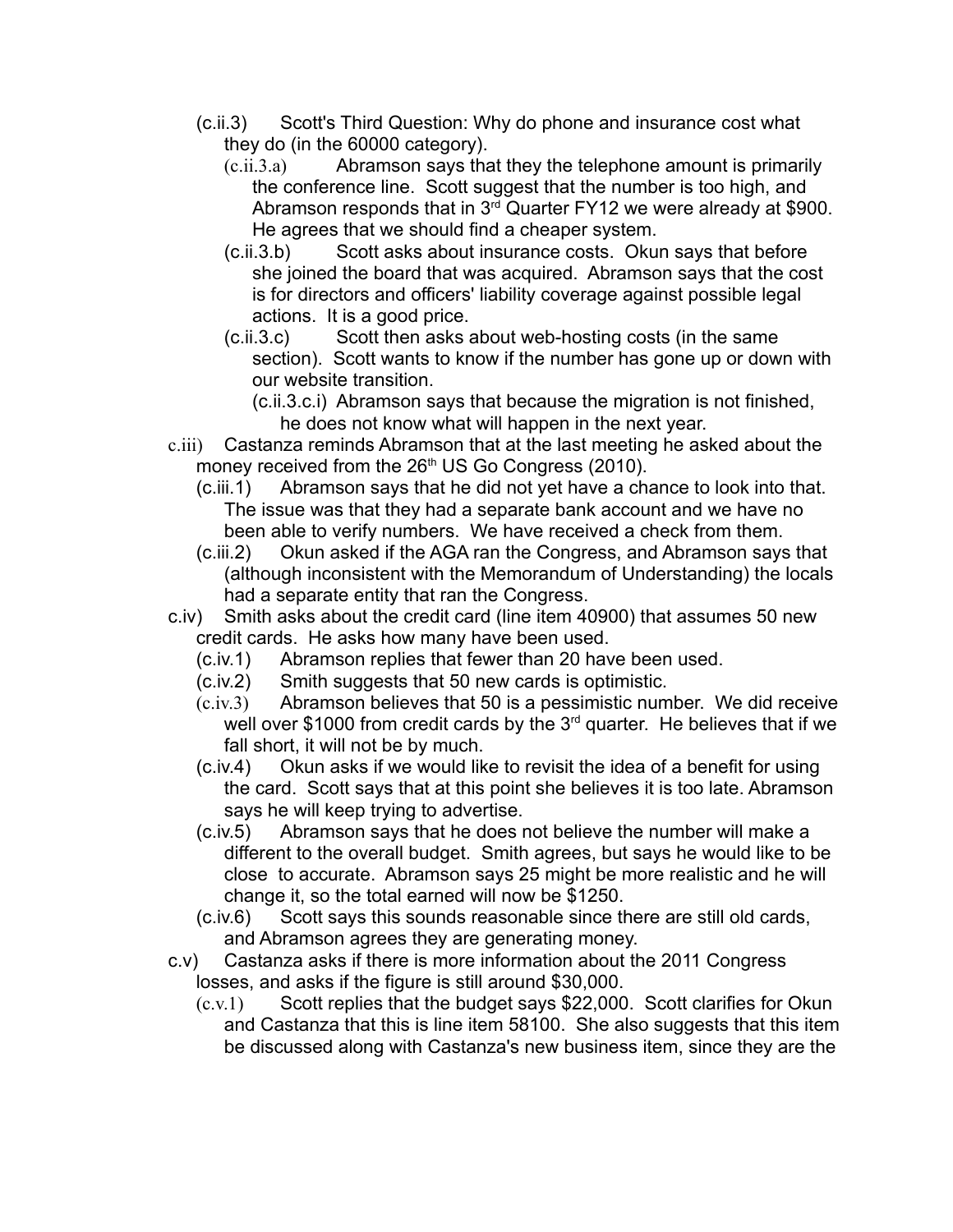- (c.ii.3) Scott's Third Question: Why do phone and insurance cost what they do (in the 60000 category).
  - (c.ii.3.a) Abramson says that they the telephone amount is primarily the conference line. Scott suggest that the number is too high, and Abramson responds that in 3rd Quarter FY12 we were already at $900. He agrees that we should find a cheaper system.
  - (c.ii.3.b) Scott asks about insurance costs. Okun says that before she joined the board that was acquired. Abramson says that the cost is for directors and officers' liability coverage against possible legal actions. It is a good price.
  - (c.ii.3.c) Scott then asks about web-hosting costs (in the same section). Scott wants to know if the number has gone up or down with our website transition.
    - (c.ii.3.c.i) Abramson says that because the migration is not finished, he does not know what will happen in the next year.
- c.iii) Castanza reminds Abramson that at the last meeting he asked about the money received from the 26th US Go Congress (2010).
  - (c.iii.1) Abramson says that he did not yet have a chance to look into that. The issue was that they had a separate bank account and we have no been able to verify numbers. We have received a check from them.
  - (c.iii.2) Okun asked if the AGA ran the Congress, and Abramson says that (although inconsistent with the Memorandum of Understanding) the locals had a separate entity that ran the Congress.
- c.iv) Smith asks about the credit card (line item 40900) that assumes 50 new credit cards. He asks how many have been used.
  - (c.iv.1) Abramson replies that fewer than 20 have been used.
  - (c.iv.2) Smith suggests that 50 new cards is optimistic.
  - (c.iv.3) Abramson believes that 50 is a pessimistic number. We did receive well over $1000 from credit cards by the 3rd quarter. He believes that if we fall short, it will not be by much.
  - (c.iv.4) Okun asks if we would like to revisit the idea of a benefit for using the card. Scott says that at this point she believes it is too late. Abramson says he will keep trying to advertise.
  - (c.iv.5) Abramson says that he does not believe the number will make a different to the overall budget. Smith agrees, but says he would like to be close to accurate. Abramson says 25 might be more realistic and he will change it, so the total earned will now be $1250.
  - (c.iv.6) Scott says this sounds reasonable since there are still old cards, and Abramson agrees they are generating money.
- c.v) Castanza asks if there is more information about the 2011 Congress losses, and asks if the figure is still around $30,000.
  - (c.v.1) Scott replies that the budget says $22,000. Scott clarifies for Okun and Castanza that this is line item 58100. She also suggests that this item be discussed along with Castanza's new business item, since they are the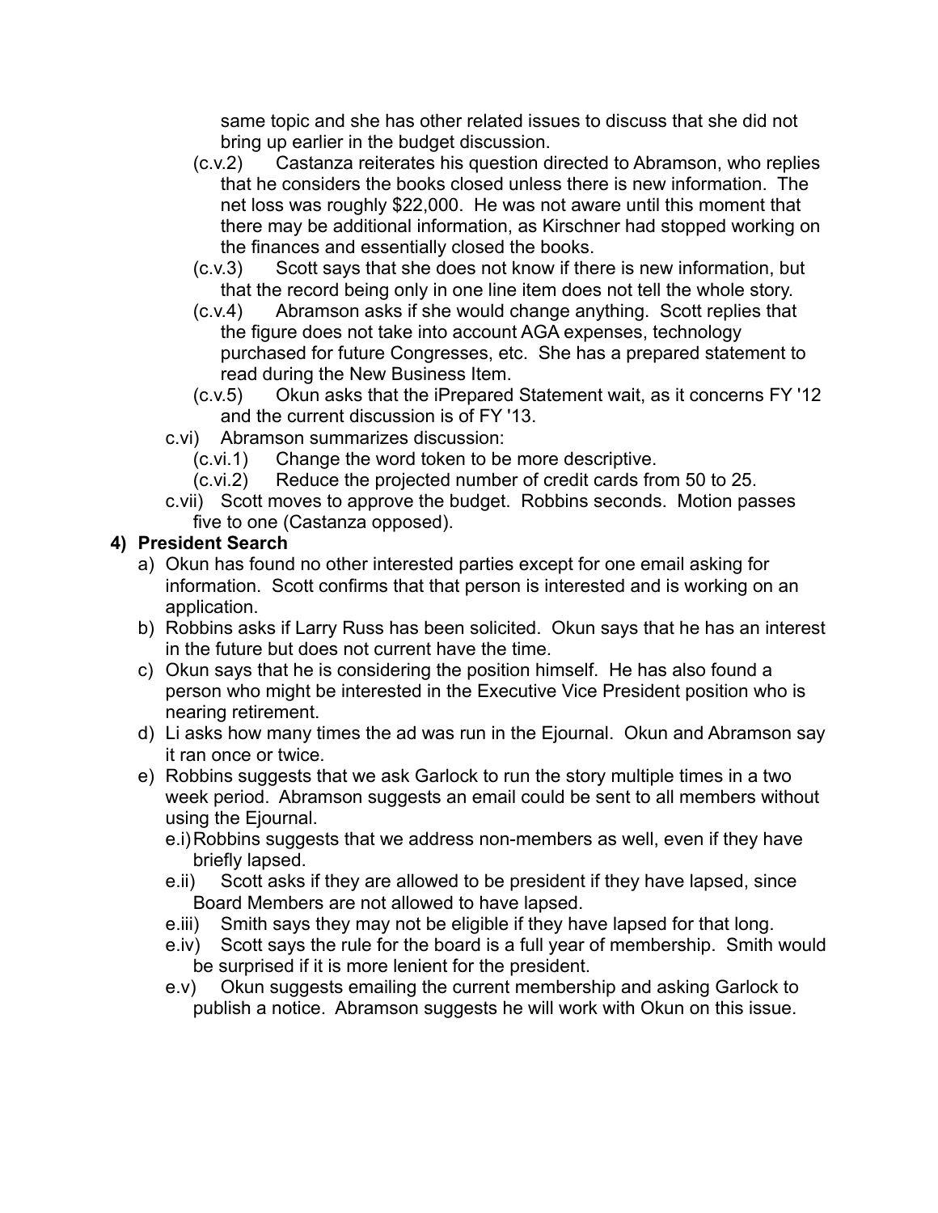same topic and she has other related issues to discuss that she did not bring up earlier in the budget discussion.

- (c.v.2) Castanza reiterates his question directed to Abramson, who replies that he considers the books closed unless there is new information. The net loss was roughly $22,000. He was not aware until this moment that there may be additional information, as Kirschner had stopped working on the finances and essentially closed the books.
- (c.v.3) Scott says that she does not know if there is new information, but that the record being only in one line item does not tell the whole story.
- (c.v.4) Abramson asks if she would change anything. Scott replies that the figure does not take into account AGA expenses, technology purchased for future Congresses, etc. She has a prepared statement to read during the New Business Item.
- (c.v.5) Okun asks that the iPrepared Statement wait, as it concerns FY '12 and the current discussion is of FY '13.

c.vi) Abramson summarizes discussion:

- (c.vi.1) Change the word token to be more descriptive.
- (c.vi.2) Reduce the projected number of credit cards from 50 to 25.

c.vii) Scott moves to approve the budget. Robbins seconds. Motion passes five to one (Castanza opposed).

**4) President Search**

a) Okun has found no other interested parties except for one email asking for information. Scott confirms that that person is interested and is working on an application.

b) Robbins asks if Larry Russ has been solicited. Okun says that he has an interest in the future but does not current have the time.

c) Okun says that he is considering the position himself. He has also found a person who might be interested in the Executive Vice President position who is nearing retirement.

d) Li asks how many times the ad was run in the Ejournal. Okun and Abramson say it ran once or twice.

e) Robbins suggests that we ask Garlock to run the story multiple times in a two week period. Abramson suggests an email could be sent to all members without using the Ejournal.

- e.i) Robbins suggests that we address non-members as well, even if they have briefly lapsed.
- e.ii) Scott asks if they are allowed to be president if they have lapsed, since Board Members are not allowed to have lapsed.
- e.iii) Smith says they may not be eligible if they have lapsed for that long.
- e.iv) Scott says the rule for the board is a full year of membership. Smith would be surprised if it is more lenient for the president.
- e.v) Okun suggests emailing the current membership and asking Garlock to publish a notice. Abramson suggests he will work with Okun on this issue.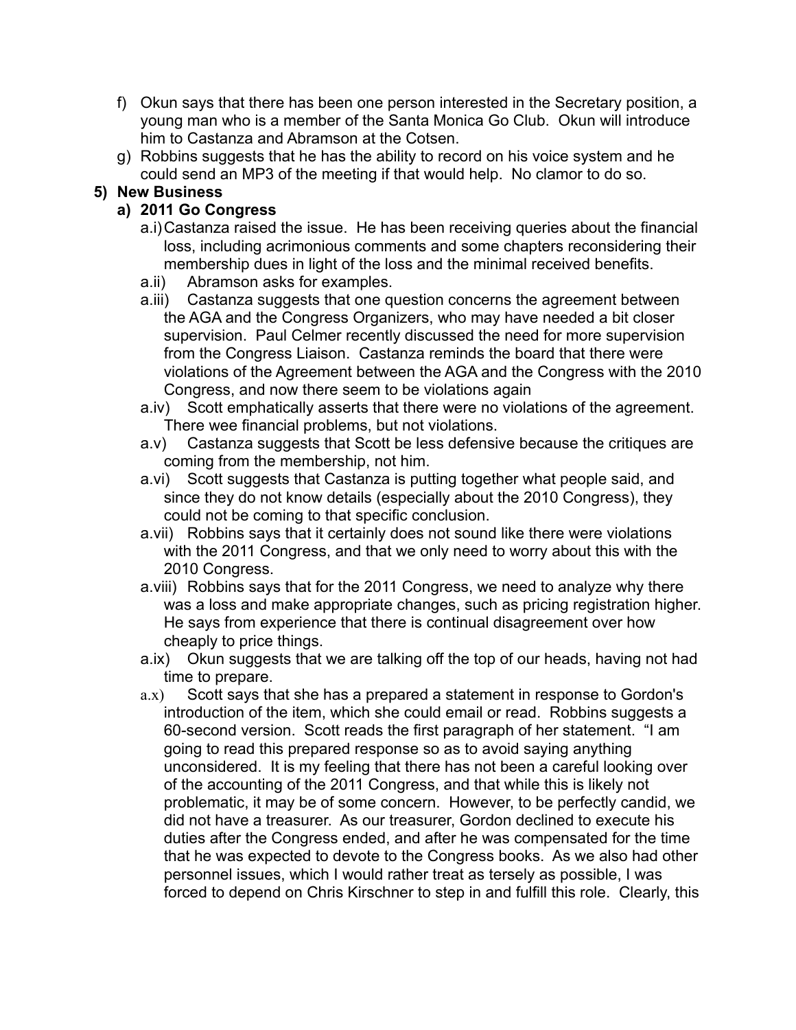f) Okun says that there has been one person interested in the Secretary position, a young man who is a member of the Santa Monica Go Club. Okun will introduce him to Castanza and Abramson at the Cotsen.

g) Robbins suggests that he has the ability to record on his voice system and he could send an MP3 of the meeting if that would help. No clamor to do so.

**5) New Business**

**a) 2011 Go Congress**

a.i) Castanza raised the issue. He has been receiving queries about the financial loss, including acrimonious comments and some chapters reconsidering their membership dues in light of the loss and the minimal received benefits.

a.ii) Abramson asks for examples.

a.iii) Castanza suggests that one question concerns the agreement between the AGA and the Congress Organizers, who may have needed a bit closer supervision. Paul Celmer recently discussed the need for more supervision from the Congress Liaison. Castanza reminds the board that there were violations of the Agreement between the AGA and the Congress with the 2010 Congress, and now there seem to be violations again

a.iv) Scott emphatically asserts that there were no violations of the agreement. There wee financial problems, but not violations.

a.v) Castanza suggests that Scott be less defensive because the critiques are coming from the membership, not him.

a.vi) Scott suggests that Castanza is putting together what people said, and since they do not know details (especially about the 2010 Congress), they could not be coming to that specific conclusion.

a.vii) Robbins says that it certainly does not sound like there were violations with the 2011 Congress, and that we only need to worry about this with the 2010 Congress.

a.viii) Robbins says that for the 2011 Congress, we need to analyze why there was a loss and make appropriate changes, such as pricing registration higher. He says from experience that there is continual disagreement over how cheaply to price things.

a.ix) Okun suggests that we are talking off the top of our heads, having not had time to prepare.

a.x) Scott says that she has a prepared a statement in response to Gordon's introduction of the item, which she could email or read. Robbins suggests a 60-second version. Scott reads the first paragraph of her statement. "I am going to read this prepared response so as to avoid saying anything unconsidered. It is my feeling that there has not been a careful looking over of the accounting of the 2011 Congress, and that while this is likely not problematic, it may be of some concern. However, to be perfectly candid, we did not have a treasurer. As our treasurer, Gordon declined to execute his duties after the Congress ended, and after he was compensated for the time that he was expected to devote to the Congress books. As we also had other personnel issues, which I would rather treat as tersely as possible, I was forced to depend on Chris Kirschner to step in and fulfill this role. Clearly, this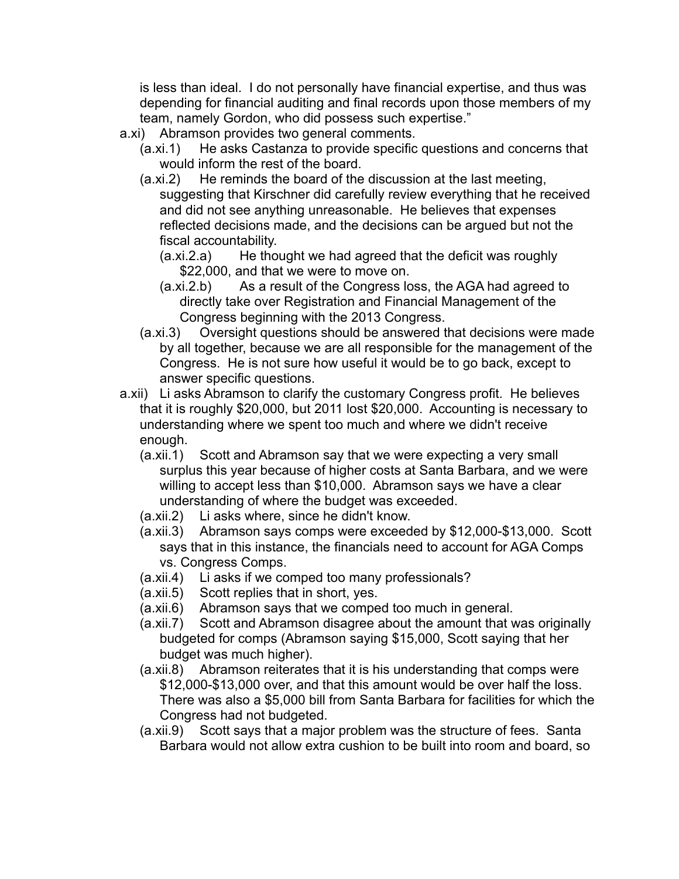is less than ideal. I do not personally have financial expertise, and thus was depending for financial auditing and final records upon those members of my team, namely Gordon, who did possess such expertise."

- a.xi) Abramson provides two general comments.
  - (a.xi.1) He asks Castanza to provide specific questions and concerns that would inform the rest of the board.
  - (a.xi.2) He reminds the board of the discussion at the last meeting, suggesting that Kirschner did carefully review everything that he received and did not see anything unreasonable. He believes that expenses reflected decisions made, and the decisions can be argued but not the fiscal accountability.
    - (a.xi.2.a) He thought we had agreed that the deficit was roughly $22,000, and that we were to move on.
    - (a.xi.2.b) As a result of the Congress loss, the AGA had agreed to directly take over Registration and Financial Management of the Congress beginning with the 2013 Congress.
  - (a.xi.3) Oversight questions should be answered that decisions were made by all together, because we are all responsible for the management of the Congress. He is not sure how useful it would be to go back, except to answer specific questions.
- a.xii) Li asks Abramson to clarify the customary Congress profit. He believes that it is roughly $20,000, but 2011 lost $20,000. Accounting is necessary to understanding where we spent too much and where we didn't receive enough.
  - (a.xii.1) Scott and Abramson say that we were expecting a very small surplus this year because of higher costs at Santa Barbara, and we were willing to accept less than $10,000. Abramson says we have a clear understanding of where the budget was exceeded.
  - (a.xii.2) Li asks where, since he didn't know.
  - (a.xii.3) Abramson says comps were exceeded by $12,000-$13,000. Scott says that in this instance, the financials need to account for AGA Comps vs. Congress Comps.
  - (a.xii.4) Li asks if we comped too many professionals?
  - (a.xii.5) Scott replies that in short, yes.
  - (a.xii.6) Abramson says that we comped too much in general.
  - (a.xii.7) Scott and Abramson disagree about the amount that was originally budgeted for comps (Abramson saying $15,000, Scott saying that her budget was much higher).
  - (a.xii.8) Abramson reiterates that it is his understanding that comps were $12,000-$13,000 over, and that this amount would be over half the loss. There was also a $5,000 bill from Santa Barbara for facilities for which the Congress had not budgeted.
  - (a.xii.9) Scott says that a major problem was the structure of fees. Santa Barbara would not allow extra cushion to be built into room and board, so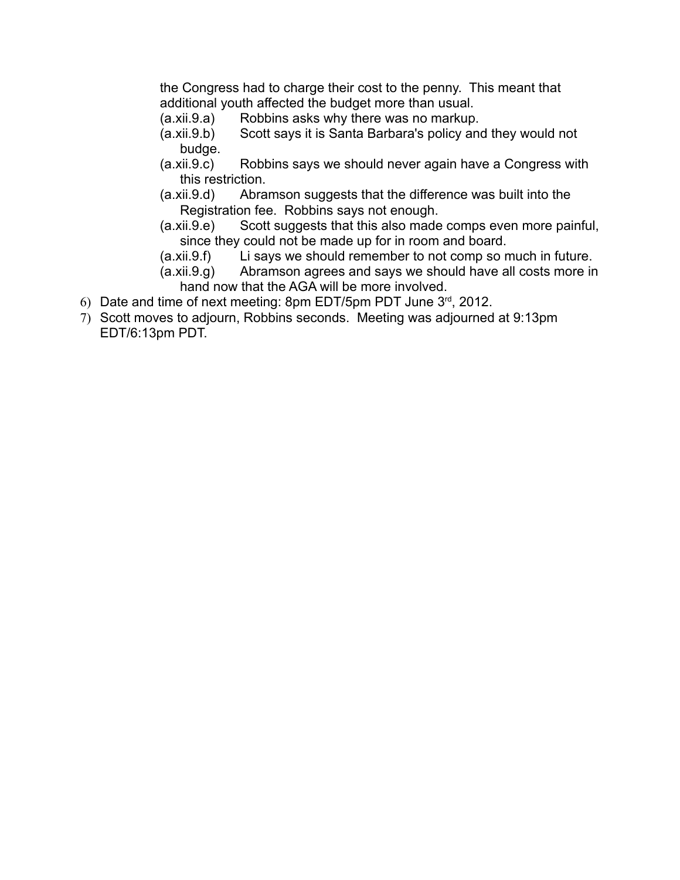the Congress had to charge their cost to the penny. This meant that additional youth affected the budget more than usual.

- (a.xii.9.a) Robbins asks why there was no markup.
- (a.xii.9.b) Scott says it is Santa Barbara's policy and they would not budge.
- (a.xii.9.c) Robbins says we should never again have a Congress with this restriction.
- (a.xii.9.d) Abramson suggests that the difference was built into the Registration fee. Robbins says not enough.
- (a.xii.9.e) Scott suggests that this also made comps even more painful, since they could not be made up for in room and board.
- (a.xii.9.f) Li says we should remember to not comp so much in future.
- (a.xii.9.g) Abramson agrees and says we should have all costs more in hand now that the AGA will be more involved.

6) Date and time of next meeting: 8pm EDT/5pm PDT June 3rd, 2012.
7) Scott moves to adjourn, Robbins seconds. Meeting was adjourned at 9:13pm EDT/6:13pm PDT.